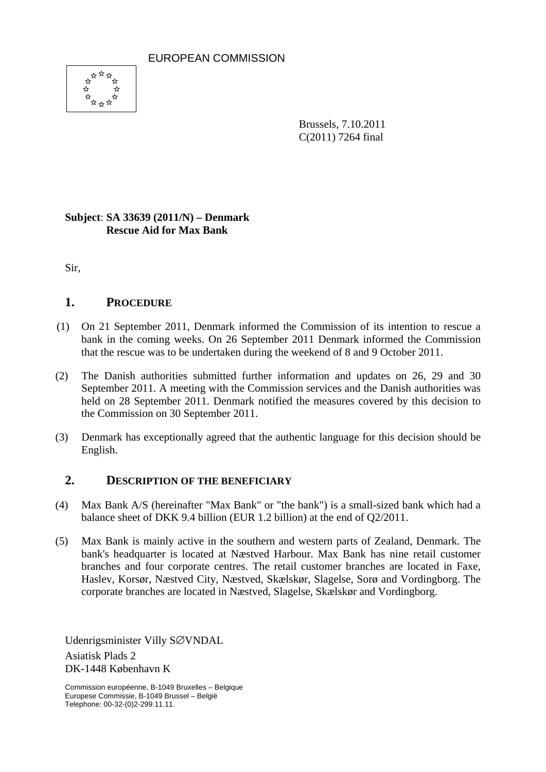EUROPEAN COMMISSION

Brussels, 7.10.2011
C(2011) 7264 final

**Subject**: **SA 33639 (2011/N) – Denmark**
**Rescue Aid for Max Bank**

Sir,

## 1. PROCEDURE

(1) On 21 September 2011, Denmark informed the Commission of its intention to rescue a bank in the coming weeks. On 26 September 2011 Denmark informed the Commission that the rescue was to be undertaken during the weekend of 8 and 9 October 2011.

(2) The Danish authorities submitted further information and updates on 26, 29 and 30 September 2011. A meeting with the Commission services and the Danish authorities was held on 28 September 2011. Denmark notified the measures covered by this decision to the Commission on 30 September 2011.

(3) Denmark has exceptionally agreed that the authentic language for this decision should be English.

## 2. DESCRIPTION OF THE BENEFICIARY

(4) Max Bank A/S (hereinafter "Max Bank" or "the bank") is a small-sized bank which had a balance sheet of DKK 9.4 billion (EUR 1.2 billion) at the end of Q2/2011.

(5) Max Bank is mainly active in the southern and western parts of Zealand, Denmark. The bank's headquarter is located at Næstved Harbour. Max Bank has nine retail customer branches and four corporate centres. The retail customer branches are located in Faxe, Haslev, Korsør, Næstved City, Næstved, Skælskør, Slagelse, Sorø and Vordingborg. The corporate branches are located in Næstved, Slagelse, Skælskør and Vordingborg.

Udenrigsminister Villy SØVNDAL
Asiatisk Plads 2
DK-1448 København K

Commission européenne, B-1049 Bruxelles – Belgique
Europese Commissie, B-1049 Brussel – België
Telephone: 00-32-(0)2-299.11.11.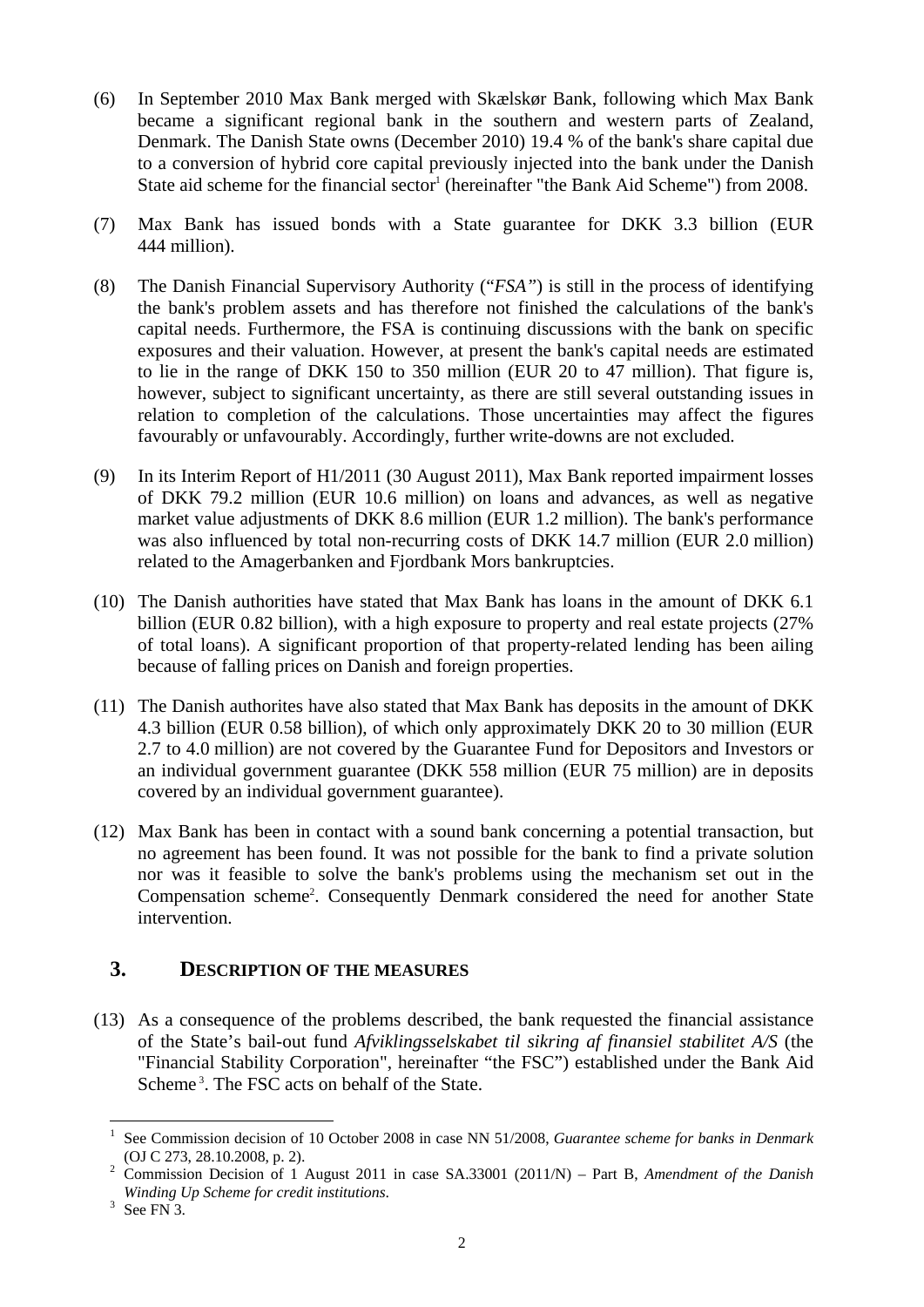(6) In September 2010 Max Bank merged with Skælskør Bank, following which Max Bank became a significant regional bank in the southern and western parts of Zealand, Denmark. The Danish State owns (December 2010) 19.4 % of the bank's share capital due to a conversion of hybrid core capital previously injected into the bank under the Danish State aid scheme for the financial sector[1] (hereinafter "the Bank Aid Scheme") from 2008.

(7) Max Bank has issued bonds with a State guarantee for DKK 3.3 billion (EUR 444 million).

(8) The Danish Financial Supervisory Authority ("*FSA"*) is still in the process of identifying the bank's problem assets and has therefore not finished the calculations of the bank's capital needs. Furthermore, the FSA is continuing discussions with the bank on specific exposures and their valuation. However, at present the bank's capital needs are estimated to lie in the range of DKK 150 to 350 million (EUR 20 to 47 million). That figure is, however, subject to significant uncertainty, as there are still several outstanding issues in relation to completion of the calculations. Those uncertainties may affect the figures favourably or unfavourably. Accordingly, further write-downs are not excluded.

(9) In its Interim Report of H1/2011 (30 August 2011), Max Bank reported impairment losses of DKK 79.2 million (EUR 10.6 million) on loans and advances, as well as negative market value adjustments of DKK 8.6 million (EUR 1.2 million). The bank's performance was also influenced by total non-recurring costs of DKK 14.7 million (EUR 2.0 million) related to the Amagerbanken and Fjordbank Mors bankruptcies.

(10) The Danish authorities have stated that Max Bank has loans in the amount of DKK 6.1 billion (EUR 0.82 billion), with a high exposure to property and real estate projects (27% of total loans). A significant proportion of that property-related lending has been ailing because of falling prices on Danish and foreign properties.

(11) The Danish authorites have also stated that Max Bank has deposits in the amount of DKK 4.3 billion (EUR 0.58 billion), of which only approximately DKK 20 to 30 million (EUR 2.7 to 4.0 million) are not covered by the Guarantee Fund for Depositors and Investors or an individual government guarantee (DKK 558 million (EUR 75 million) are in deposits covered by an individual government guarantee).

(12) Max Bank has been in contact with a sound bank concerning a potential transaction, but no agreement has been found. It was not possible for the bank to find a private solution nor was it feasible to solve the bank's problems using the mechanism set out in the Compensation scheme[2]. Consequently Denmark considered the need for another State intervention.

## 3. DESCRIPTION OF THE MEASURES

(13) As a consequence of the problems described, the bank requested the financial assistance of the State's bail-out fund *Afviklingsselskabet til sikring af finansiel stabilitet A/S* (the "Financial Stability Corporation", hereinafter "the FSC") established under the Bank Aid Scheme[3]. The FSC acts on behalf of the State.

---

[1] See Commission decision of 10 October 2008 in case NN 51/2008, *Guarantee scheme for banks in Denmark* (OJ C 273, 28.10.2008, p. 2).

[2] Commission Decision of 1 August 2011 in case SA.33001 (2011/N) – Part B, *Amendment of the Danish Winding Up Scheme for credit institutions*.

[3] See FN 3.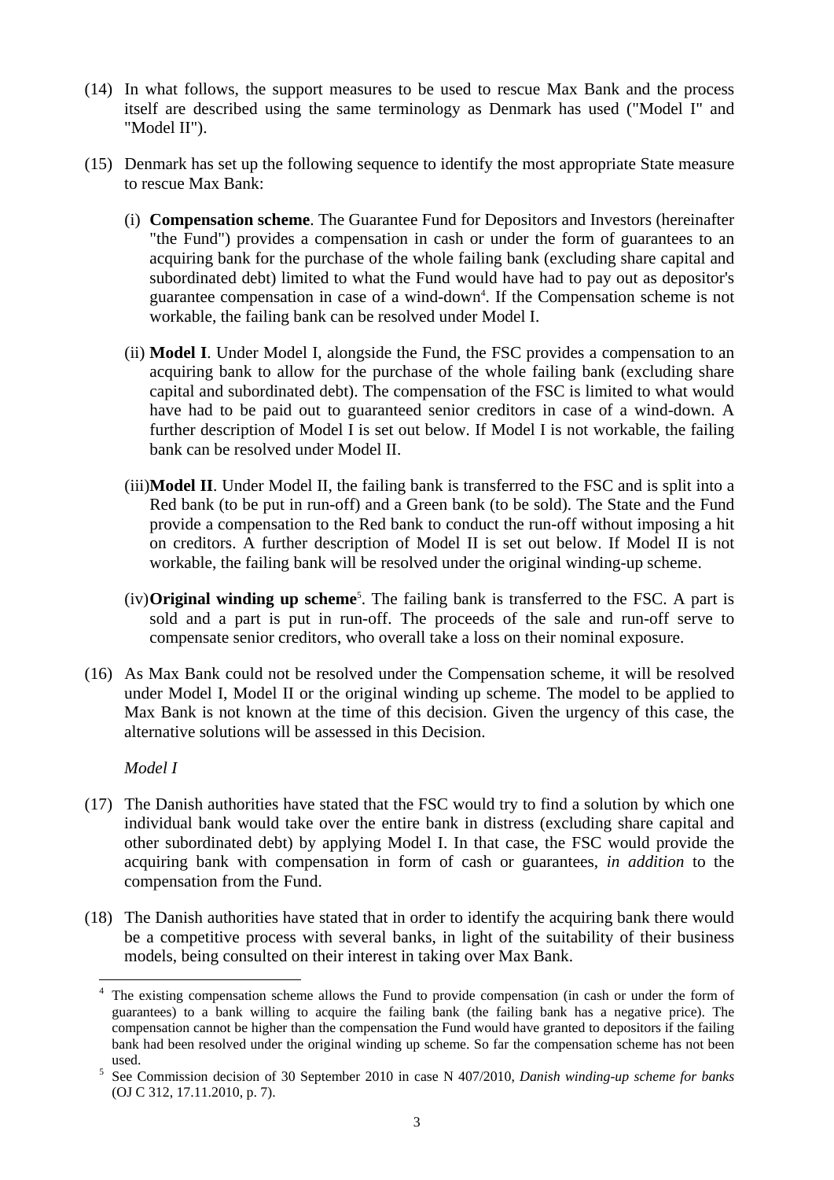(14) In what follows, the support measures to be used to rescue Max Bank and the process itself are described using the same terminology as Denmark has used ("Model I" and "Model II").

(15) Denmark has set up the following sequence to identify the most appropriate State measure to rescue Max Bank:

(i) **Compensation scheme**. The Guarantee Fund for Depositors and Investors (hereinafter "the Fund") provides a compensation in cash or under the form of guarantees to an acquiring bank for the purchase of the whole failing bank (excluding share capital and subordinated debt) limited to what the Fund would have had to pay out as depositor's guarantee compensation in case of a wind-down[4]. If the Compensation scheme is not workable, the failing bank can be resolved under Model I.

(ii) **Model I**. Under Model I, alongside the Fund, the FSC provides a compensation to an acquiring bank to allow for the purchase of the whole failing bank (excluding share capital and subordinated debt). The compensation of the FSC is limited to what would have had to be paid out to guaranteed senior creditors in case of a wind-down. A further description of Model I is set out below. If Model I is not workable, the failing bank can be resolved under Model II.

(iii) **Model II**. Under Model II, the failing bank is transferred to the FSC and is split into a Red bank (to be put in run-off) and a Green bank (to be sold). The State and the Fund provide a compensation to the Red bank to conduct the run-off without imposing a hit on creditors. A further description of Model II is set out below. If Model II is not workable, the failing bank will be resolved under the original winding-up scheme.

(iv) **Original winding up scheme**[5]. The failing bank is transferred to the FSC. A part is sold and a part is put in run-off. The proceeds of the sale and run-off serve to compensate senior creditors, who overall take a loss on their nominal exposure.

(16) As Max Bank could not be resolved under the Compensation scheme, it will be resolved under Model I, Model II or the original winding up scheme. The model to be applied to Max Bank is not known at the time of this decision. Given the urgency of this case, the alternative solutions will be assessed in this Decision.

*Model I*

(17) The Danish authorities have stated that the FSC would try to find a solution by which one individual bank would take over the entire bank in distress (excluding share capital and other subordinated debt) by applying Model I. In that case, the FSC would provide the acquiring bank with compensation in form of cash or guarantees, *in addition* to the compensation from the Fund.

(18) The Danish authorities have stated that in order to identify the acquiring bank there would be a competitive process with several banks, in light of the suitability of their business models, being consulted on their interest in taking over Max Bank.

---

[4] The existing compensation scheme allows the Fund to provide compensation (in cash or under the form of guarantees) to a bank willing to acquire the failing bank (the failing bank has a negative price). The compensation cannot be higher than the compensation the Fund would have granted to depositors if the failing bank had been resolved under the original winding up scheme. So far the compensation scheme has not been used.

[5] See Commission decision of 30 September 2010 in case N 407/2010, *Danish winding-up scheme for banks* (OJ C 312, 17.11.2010, p. 7).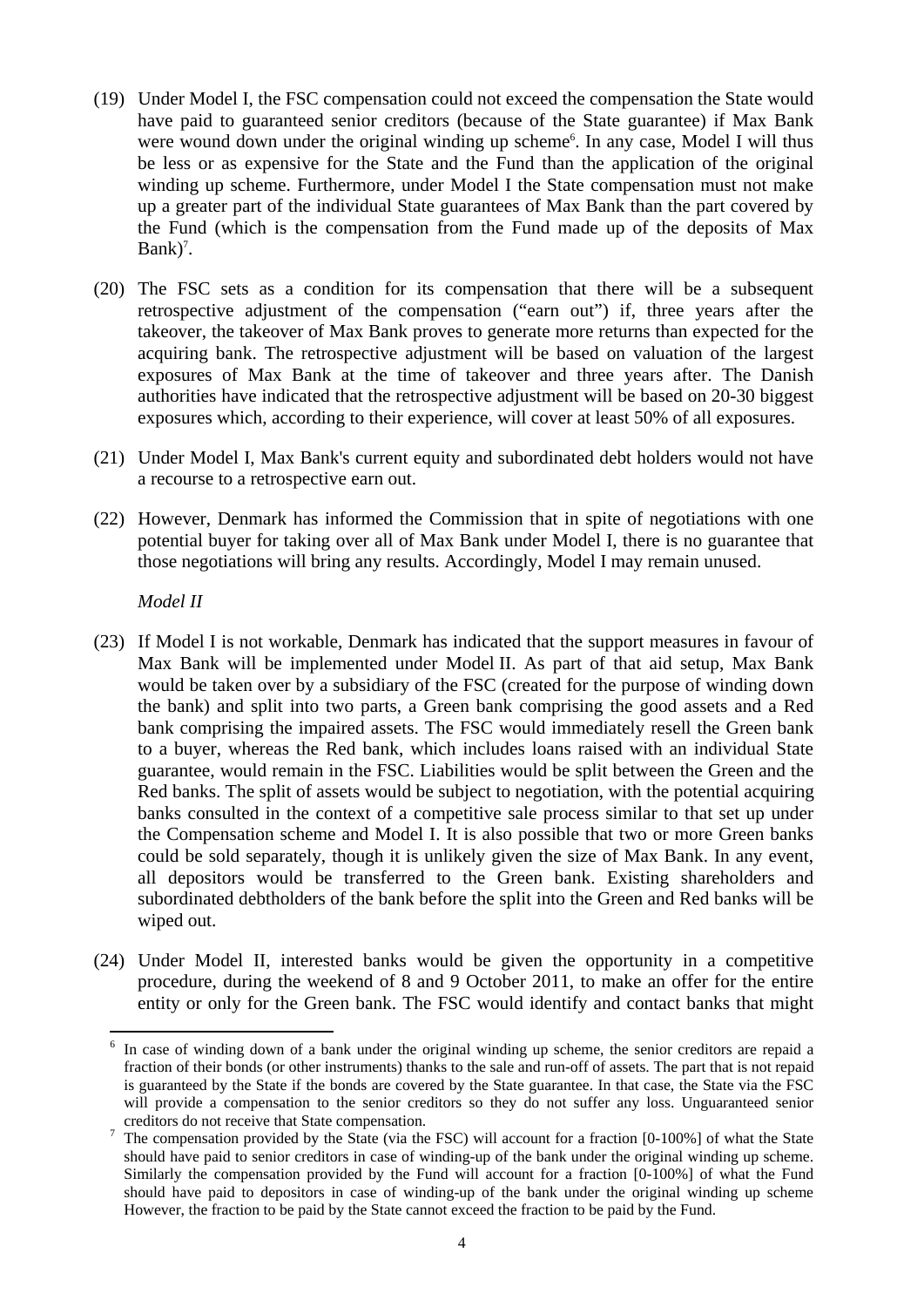(19) Under Model I, the FSC compensation could not exceed the compensation the State would have paid to guaranteed senior creditors (because of the State guarantee) if Max Bank were wound down under the original winding up scheme[6]. In any case, Model I will thus be less or as expensive for the State and the Fund than the application of the original winding up scheme. Furthermore, under Model I the State compensation must not make up a greater part of the individual State guarantees of Max Bank than the part covered by the Fund (which is the compensation from the Fund made up of the deposits of Max Bank)[7].

(20) The FSC sets as a condition for its compensation that there will be a subsequent retrospective adjustment of the compensation ("earn out") if, three years after the takeover, the takeover of Max Bank proves to generate more returns than expected for the acquiring bank. The retrospective adjustment will be based on valuation of the largest exposures of Max Bank at the time of takeover and three years after. The Danish authorities have indicated that the retrospective adjustment will be based on 20-30 biggest exposures which, according to their experience, will cover at least 50% of all exposures.

(21) Under Model I, Max Bank's current equity and subordinated debt holders would not have a recourse to a retrospective earn out.

(22) However, Denmark has informed the Commission that in spite of negotiations with one potential buyer for taking over all of Max Bank under Model I, there is no guarantee that those negotiations will bring any results. Accordingly, Model I may remain unused.

*Model II*

(23) If Model I is not workable, Denmark has indicated that the support measures in favour of Max Bank will be implemented under Model II. As part of that aid setup, Max Bank would be taken over by a subsidiary of the FSC (created for the purpose of winding down the bank) and split into two parts, a Green bank comprising the good assets and a Red bank comprising the impaired assets. The FSC would immediately resell the Green bank to a buyer, whereas the Red bank, which includes loans raised with an individual State guarantee, would remain in the FSC. Liabilities would be split between the Green and the Red banks. The split of assets would be subject to negotiation, with the potential acquiring banks consulted in the context of a competitive sale process similar to that set up under the Compensation scheme and Model I. It is also possible that two or more Green banks could be sold separately, though it is unlikely given the size of Max Bank. In any event, all depositors would be transferred to the Green bank. Existing shareholders and subordinated debtholders of the bank before the split into the Green and Red banks will be wiped out.

(24) Under Model II, interested banks would be given the opportunity in a competitive procedure, during the weekend of 8 and 9 October 2011, to make an offer for the entire entity or only for the Green bank. The FSC would identify and contact banks that might

---

[6] In case of winding down of a bank under the original winding up scheme, the senior creditors are repaid a fraction of their bonds (or other instruments) thanks to the sale and run-off of assets. The part that is not repaid is guaranteed by the State if the bonds are covered by the State guarantee. In that case, the State via the FSC will provide a compensation to the senior creditors so they do not suffer any loss. Unguaranteed senior creditors do not receive that State compensation.

[7] The compensation provided by the State (via the FSC) will account for a fraction [0-100%] of what the State should have paid to senior creditors in case of winding-up of the bank under the original winding up scheme. Similarly the compensation provided by the Fund will account for a fraction [0-100%] of what the Fund should have paid to depositors in case of winding-up of the bank under the original winding up scheme However, the fraction to be paid by the State cannot exceed the fraction to be paid by the Fund.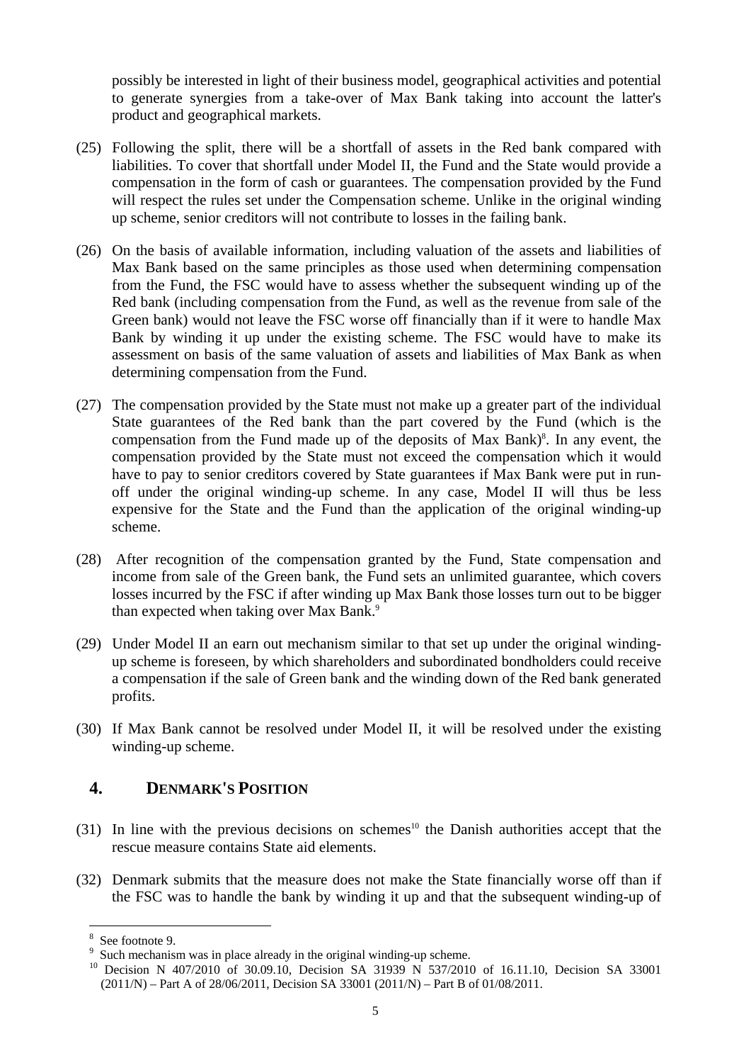possibly be interested in light of their business model, geographical activities and potential to generate synergies from a take-over of Max Bank taking into account the latter's product and geographical markets.

(25) Following the split, there will be a shortfall of assets in the Red bank compared with liabilities. To cover that shortfall under Model II, the Fund and the State would provide a compensation in the form of cash or guarantees. The compensation provided by the Fund will respect the rules set under the Compensation scheme. Unlike in the original winding up scheme, senior creditors will not contribute to losses in the failing bank.

(26) On the basis of available information, including valuation of the assets and liabilities of Max Bank based on the same principles as those used when determining compensation from the Fund, the FSC would have to assess whether the subsequent winding up of the Red bank (including compensation from the Fund, as well as the revenue from sale of the Green bank) would not leave the FSC worse off financially than if it were to handle Max Bank by winding it up under the existing scheme. The FSC would have to make its assessment on basis of the same valuation of assets and liabilities of Max Bank as when determining compensation from the Fund.

(27) The compensation provided by the State must not make up a greater part of the individual State guarantees of the Red bank than the part covered by the Fund (which is the compensation from the Fund made up of the deposits of Max Bank)[8]. In any event, the compensation provided by the State must not exceed the compensation which it would have to pay to senior creditors covered by State guarantees if Max Bank were put in run-off under the original winding-up scheme. In any case, Model II will thus be less expensive for the State and the Fund than the application of the original winding-up scheme.

(28) After recognition of the compensation granted by the Fund, State compensation and income from sale of the Green bank, the Fund sets an unlimited guarantee, which covers losses incurred by the FSC if after winding up Max Bank those losses turn out to be bigger than expected when taking over Max Bank.[9]

(29) Under Model II an earn out mechanism similar to that set up under the original winding-up scheme is foreseen, by which shareholders and subordinated bondholders could receive a compensation if the sale of Green bank and the winding down of the Red bank generated profits.

(30) If Max Bank cannot be resolved under Model II, it will be resolved under the existing winding-up scheme.

## 4. DENMARK'S POSITION

(31) In line with the previous decisions on schemes[10] the Danish authorities accept that the rescue measure contains State aid elements.

(32) Denmark submits that the measure does not make the State financially worse off than if the FSC was to handle the bank by winding it up and that the subsequent winding-up of

---

[8] See footnote 9.

[9] Such mechanism was in place already in the original winding-up scheme.

[10] Decision N 407/2010 of 30.09.10, Decision SA 31939 N 537/2010 of 16.11.10, Decision SA 33001 (2011/N) – Part A of 28/06/2011, Decision SA 33001 (2011/N) – Part B of 01/08/2011.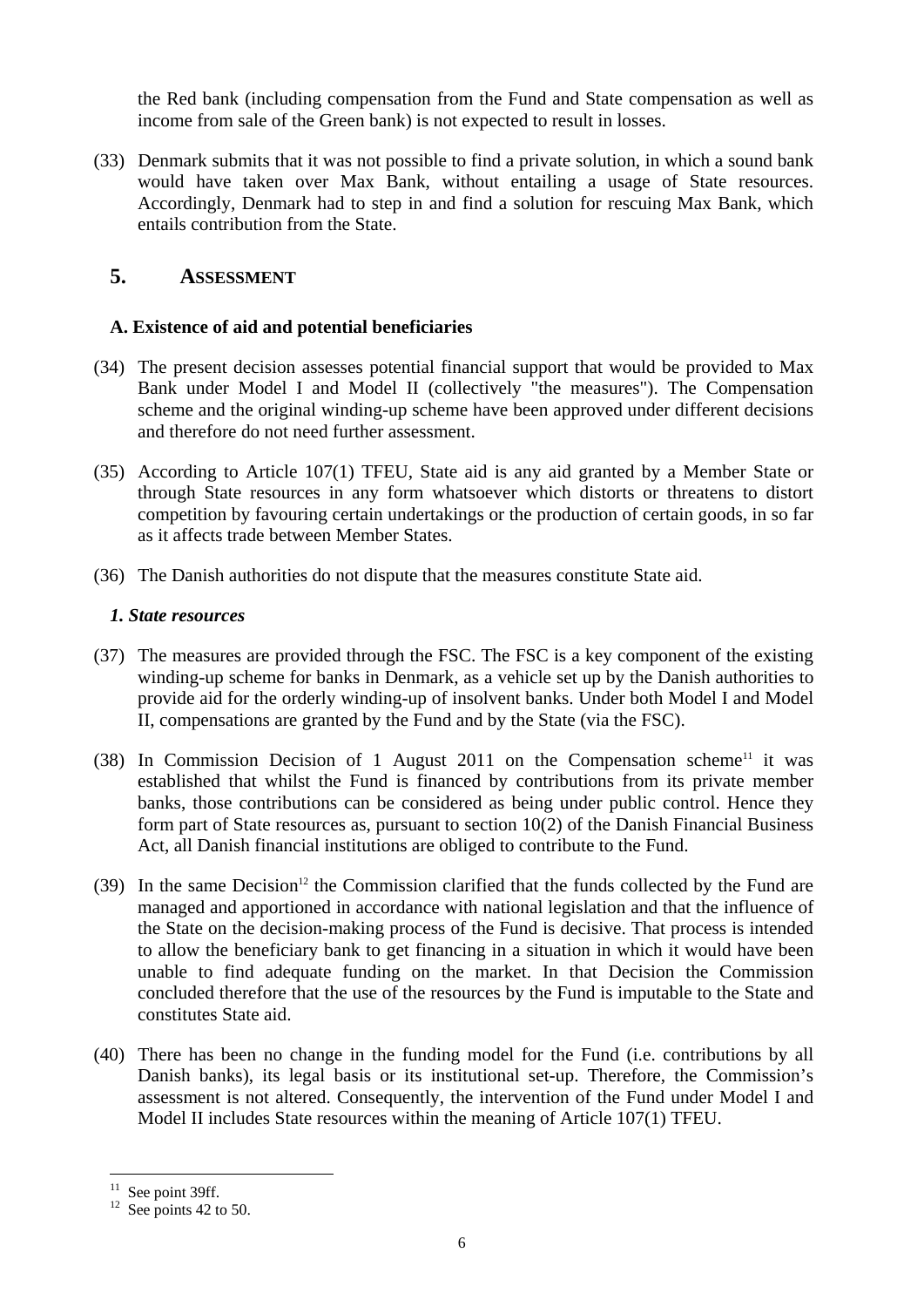the Red bank (including compensation from the Fund and State compensation as well as income from sale of the Green bank) is not expected to result in losses.

(33) Denmark submits that it was not possible to find a private solution, in which a sound bank would have taken over Max Bank, without entailing a usage of State resources. Accordingly, Denmark had to step in and find a solution for rescuing Max Bank, which entails contribution from the State.

## 5. ASSESSMENT

### A. Existence of aid and potential beneficiaries

(34) The present decision assesses potential financial support that would be provided to Max Bank under Model I and Model II (collectively "the measures"). The Compensation scheme and the original winding-up scheme have been approved under different decisions and therefore do not need further assessment.

(35) According to Article 107(1) TFEU, State aid is any aid granted by a Member State or through State resources in any form whatsoever which distorts or threatens to distort competition by favouring certain undertakings or the production of certain goods, in so far as it affects trade between Member States.

(36) The Danish authorities do not dispute that the measures constitute State aid.

#### *1. State resources*

(37) The measures are provided through the FSC. The FSC is a key component of the existing winding-up scheme for banks in Denmark, as a vehicle set up by the Danish authorities to provide aid for the orderly winding-up of insolvent banks. Under both Model I and Model II, compensations are granted by the Fund and by the State (via the FSC).

(38) In Commission Decision of 1 August 2011 on the Compensation scheme[11] it was established that whilst the Fund is financed by contributions from its private member banks, those contributions can be considered as being under public control. Hence they form part of State resources as, pursuant to section 10(2) of the Danish Financial Business Act, all Danish financial institutions are obliged to contribute to the Fund.

(39) In the same Decision[12] the Commission clarified that the funds collected by the Fund are managed and apportioned in accordance with national legislation and that the influence of the State on the decision-making process of the Fund is decisive. That process is intended to allow the beneficiary bank to get financing in a situation in which it would have been unable to find adequate funding on the market. In that Decision the Commission concluded therefore that the use of the resources by the Fund is imputable to the State and constitutes State aid.

(40) There has been no change in the funding model for the Fund (i.e. contributions by all Danish banks), its legal basis or its institutional set-up. Therefore, the Commission's assessment is not altered. Consequently, the intervention of the Fund under Model I and Model II includes State resources within the meaning of Article 107(1) TFEU.

---

[11] See point 39ff.

[12] See points 42 to 50.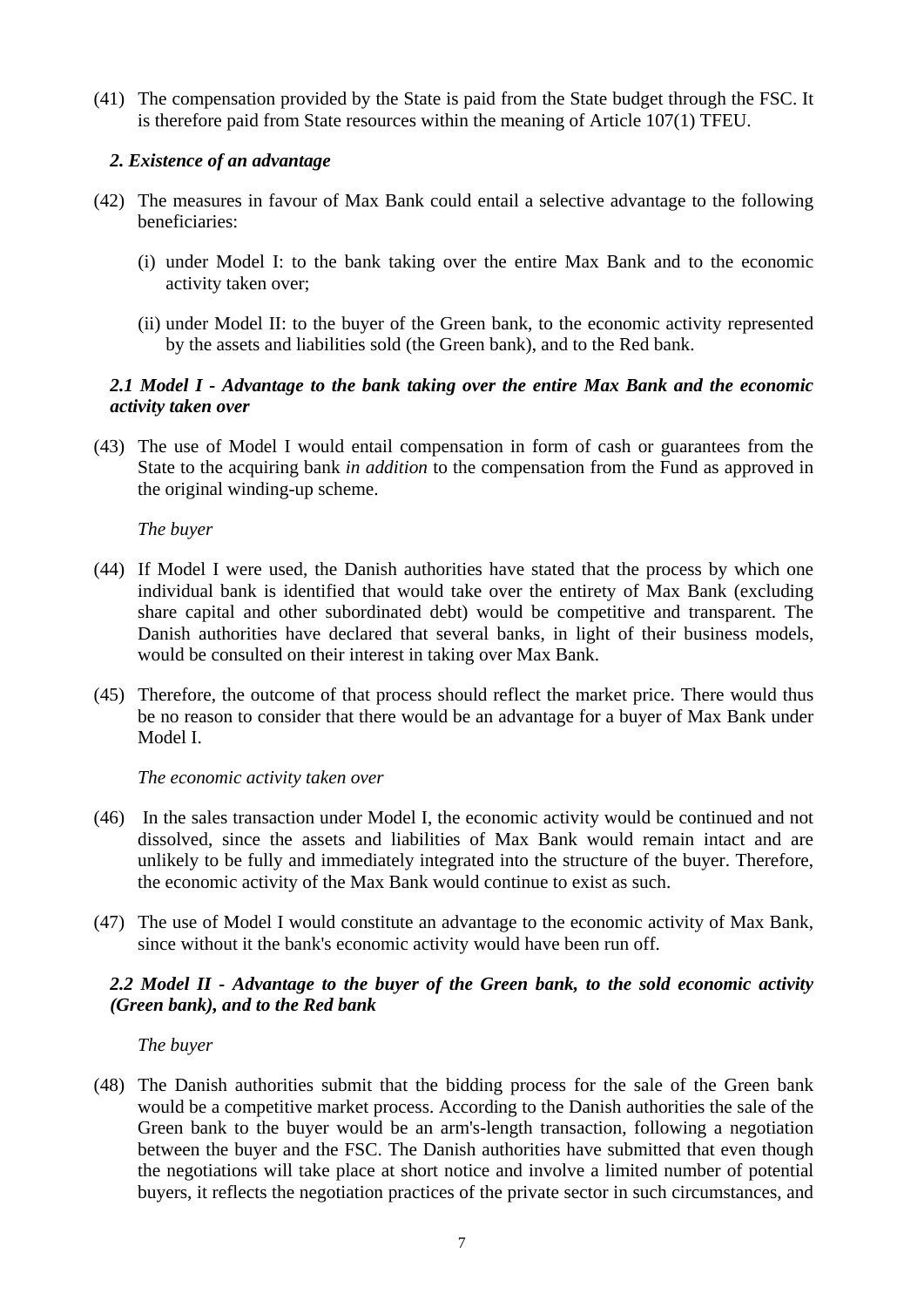(41) The compensation provided by the State is paid from the State budget through the FSC. It is therefore paid from State resources within the meaning of Article 107(1) TFEU.

### *2. Existence of an advantage*

(42) The measures in favour of Max Bank could entail a selective advantage to the following beneficiaries:

(i) under Model I: to the bank taking over the entire Max Bank and to the economic activity taken over;

(ii) under Model II: to the buyer of the Green bank, to the economic activity represented by the assets and liabilities sold (the Green bank), and to the Red bank.

#### *2.1 Model I - Advantage to the bank taking over the entire Max Bank and the economic activity taken over*

(43) The use of Model I would entail compensation in form of cash or guarantees from the State to the acquiring bank *in addition* to the compensation from the Fund as approved in the original winding-up scheme.

*The buyer*

(44) If Model I were used, the Danish authorities have stated that the process by which one individual bank is identified that would take over the entirety of Max Bank (excluding share capital and other subordinated debt) would be competitive and transparent. The Danish authorities have declared that several banks, in light of their business models, would be consulted on their interest in taking over Max Bank.

(45) Therefore, the outcome of that process should reflect the market price. There would thus be no reason to consider that there would be an advantage for a buyer of Max Bank under Model I.

*The economic activity taken over*

(46) In the sales transaction under Model I, the economic activity would be continued and not dissolved, since the assets and liabilities of Max Bank would remain intact and are unlikely to be fully and immediately integrated into the structure of the buyer. Therefore, the economic activity of the Max Bank would continue to exist as such.

(47) The use of Model I would constitute an advantage to the economic activity of Max Bank, since without it the bank's economic activity would have been run off.

#### *2.2 Model II - Advantage to the buyer of the Green bank, to the sold economic activity (Green bank), and to the Red bank*

*The buyer*

(48) The Danish authorities submit that the bidding process for the sale of the Green bank would be a competitive market process. According to the Danish authorities the sale of the Green bank to the buyer would be an arm's-length transaction, following a negotiation between the buyer and the FSC. The Danish authorities have submitted that even though the negotiations will take place at short notice and involve a limited number of potential buyers, it reflects the negotiation practices of the private sector in such circumstances, and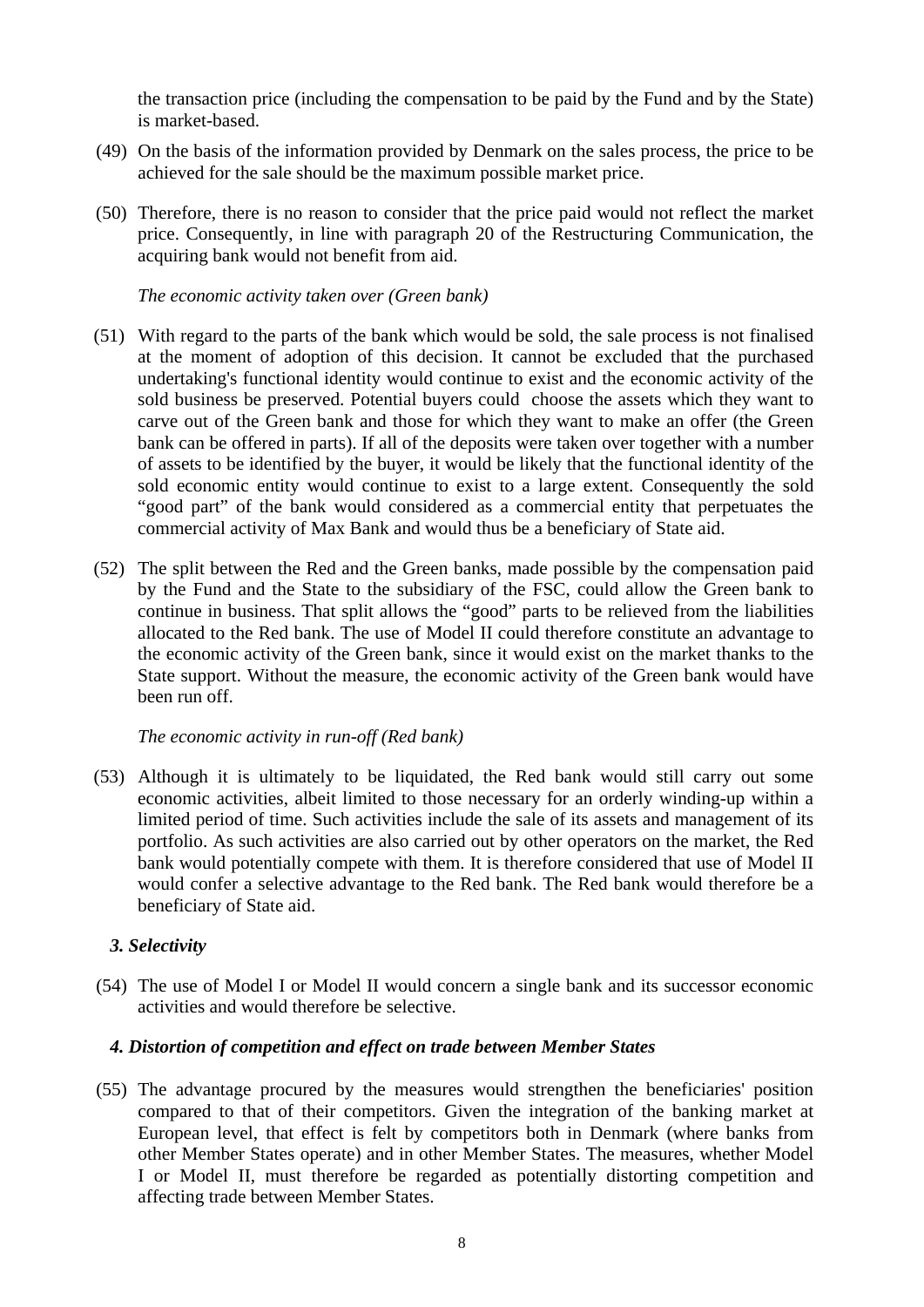the transaction price (including the compensation to be paid by the Fund and by the State) is market-based.

(49) On the basis of the information provided by Denmark on the sales process, the price to be achieved for the sale should be the maximum possible market price.

(50) Therefore, there is no reason to consider that the price paid would not reflect the market price. Consequently, in line with paragraph 20 of the Restructuring Communication, the acquiring bank would not benefit from aid.

*The economic activity taken over (Green bank)*

(51) With regard to the parts of the bank which would be sold, the sale process is not finalised at the moment of adoption of this decision. It cannot be excluded that the purchased undertaking's functional identity would continue to exist and the economic activity of the sold business be preserved. Potential buyers could choose the assets which they want to carve out of the Green bank and those for which they want to make an offer (the Green bank can be offered in parts). If all of the deposits were taken over together with a number of assets to be identified by the buyer, it would be likely that the functional identity of the sold economic entity would continue to exist to a large extent. Consequently the sold "good part" of the bank would considered as a commercial entity that perpetuates the commercial activity of Max Bank and would thus be a beneficiary of State aid.

(52) The split between the Red and the Green banks, made possible by the compensation paid by the Fund and the State to the subsidiary of the FSC, could allow the Green bank to continue in business. That split allows the "good" parts to be relieved from the liabilities allocated to the Red bank. The use of Model II could therefore constitute an advantage to the economic activity of the Green bank, since it would exist on the market thanks to the State support. Without the measure, the economic activity of the Green bank would have been run off.

*The economic activity in run-off (Red bank)*

(53) Although it is ultimately to be liquidated, the Red bank would still carry out some economic activities, albeit limited to those necessary for an orderly winding-up within a limited period of time. Such activities include the sale of its assets and management of its portfolio. As such activities are also carried out by other operators on the market, the Red bank would potentially compete with them. It is therefore considered that use of Model II would confer a selective advantage to the Red bank. The Red bank would therefore be a beneficiary of State aid.

### *3. Selectivity*

(54) The use of Model I or Model II would concern a single bank and its successor economic activities and would therefore be selective.

### *4. Distortion of competition and effect on trade between Member States*

(55) The advantage procured by the measures would strengthen the beneficiaries' position compared to that of their competitors. Given the integration of the banking market at European level, that effect is felt by competitors both in Denmark (where banks from other Member States operate) and in other Member States. The measures, whether Model I or Model II, must therefore be regarded as potentially distorting competition and affecting trade between Member States.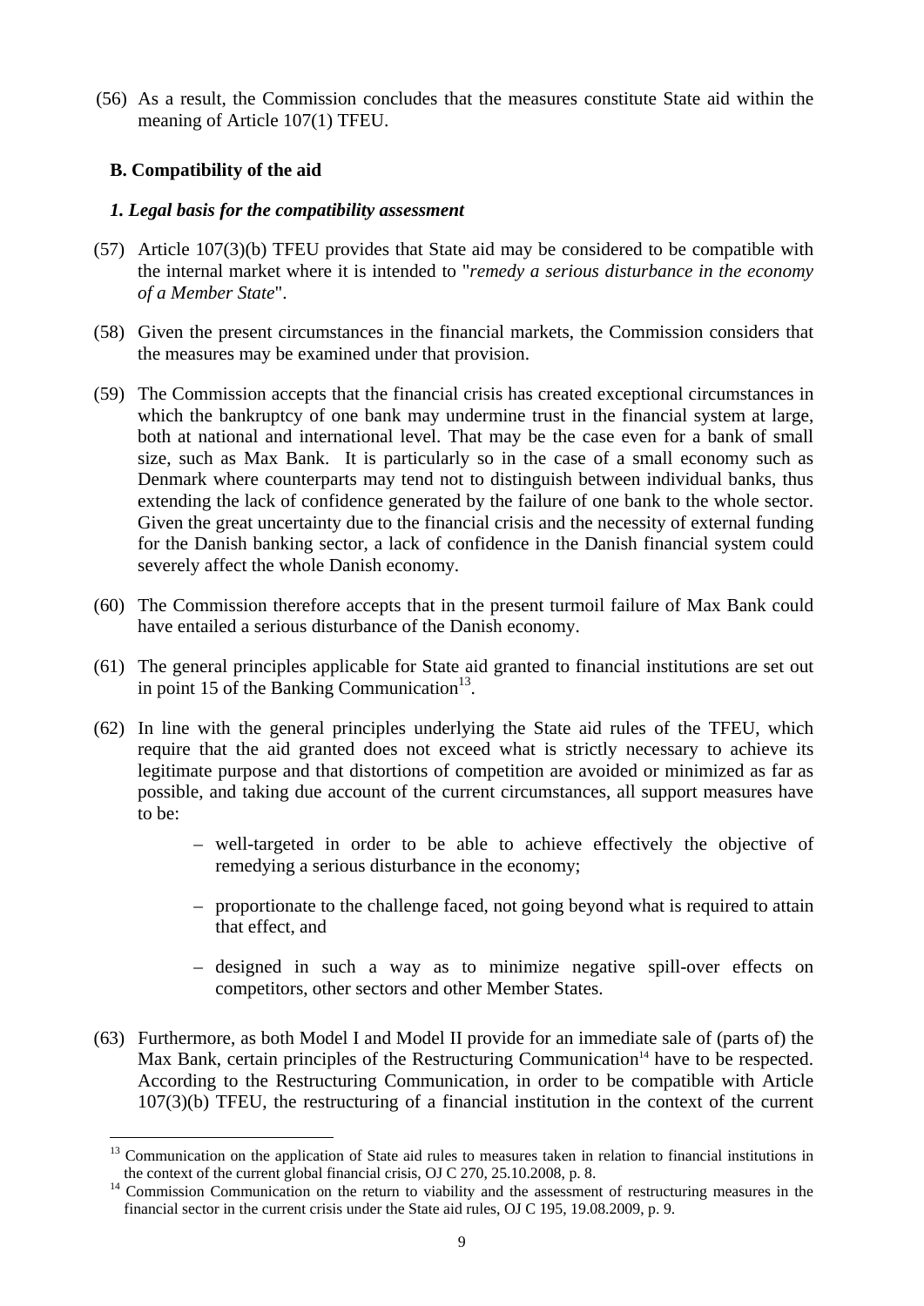(56) As a result, the Commission concludes that the measures constitute State aid within the meaning of Article 107(1) TFEU.

## B. Compatibility of the aid

### *1. Legal basis for the compatibility assessment*

(57) Article 107(3)(b) TFEU provides that State aid may be considered to be compatible with the internal market where it is intended to "*remedy a serious disturbance in the economy of a Member State*".

(58) Given the present circumstances in the financial markets, the Commission considers that the measures may be examined under that provision.

(59) The Commission accepts that the financial crisis has created exceptional circumstances in which the bankruptcy of one bank may undermine trust in the financial system at large, both at national and international level. That may be the case even for a bank of small size, such as Max Bank. It is particularly so in the case of a small economy such as Denmark where counterparts may tend not to distinguish between individual banks, thus extending the lack of confidence generated by the failure of one bank to the whole sector. Given the great uncertainty due to the financial crisis and the necessity of external funding for the Danish banking sector, a lack of confidence in the Danish financial system could severely affect the whole Danish economy.

(60) The Commission therefore accepts that in the present turmoil failure of Max Bank could have entailed a serious disturbance of the Danish economy.

(61) The general principles applicable for State aid granted to financial institutions are set out in point 15 of the Banking Communication[13].

(62) In line with the general principles underlying the State aid rules of the TFEU, which require that the aid granted does not exceed what is strictly necessary to achieve its legitimate purpose and that distortions of competition are avoided or minimized as far as possible, and taking due account of the current circumstances, all support measures have to be:

- well-targeted in order to be able to achieve effectively the objective of remedying a serious disturbance in the economy;
- proportionate to the challenge faced, not going beyond what is required to attain that effect, and
- designed in such a way as to minimize negative spill-over effects on competitors, other sectors and other Member States.

(63) Furthermore, as both Model I and Model II provide for an immediate sale of (parts of) the Max Bank, certain principles of the Restructuring Communication[14] have to be respected. According to the Restructuring Communication, in order to be compatible with Article 107(3)(b) TFEU, the restructuring of a financial institution in the context of the current

---

[13] Communication on the application of State aid rules to measures taken in relation to financial institutions in the context of the current global financial crisis, OJ C 270, 25.10.2008, p. 8.

[14] Commission Communication on the return to viability and the assessment of restructuring measures in the financial sector in the current crisis under the State aid rules, OJ C 195, 19.08.2009, p. 9.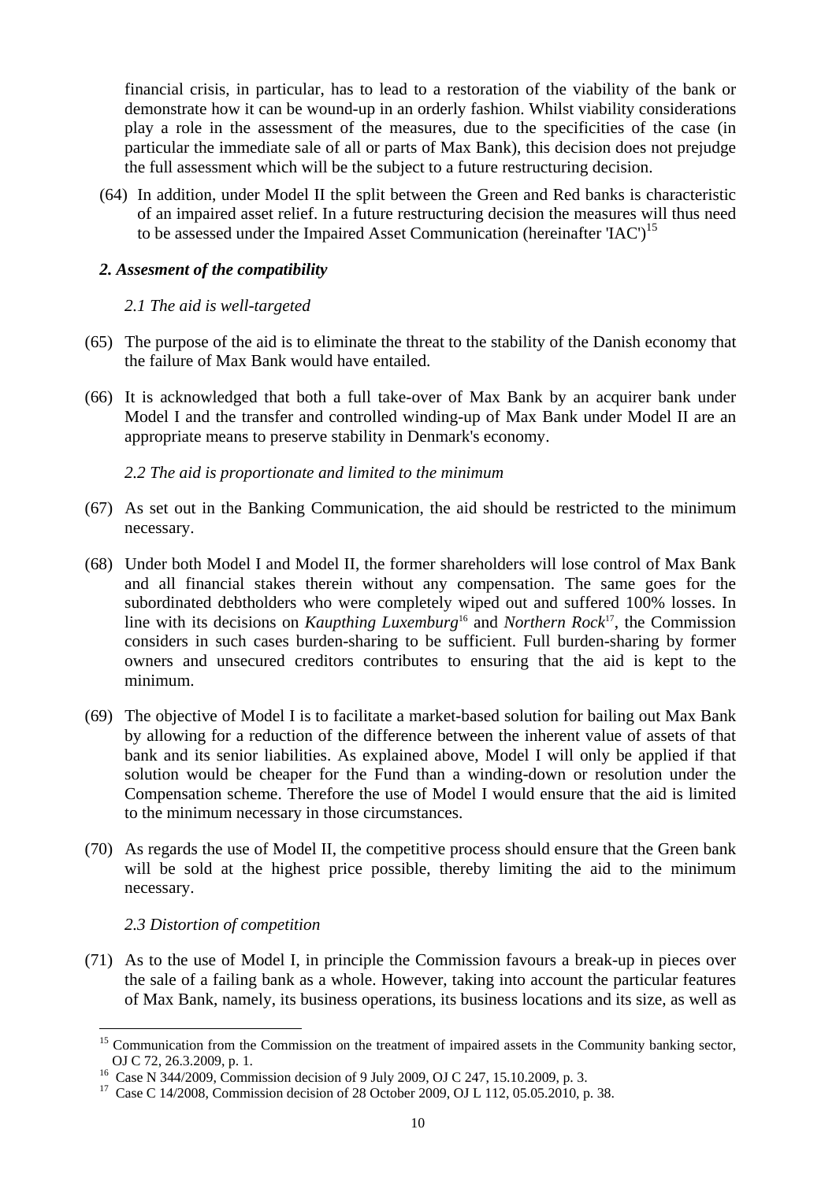financial crisis, in particular, has to lead to a restoration of the viability of the bank or demonstrate how it can be wound-up in an orderly fashion. Whilst viability considerations play a role in the assessment of the measures, due to the specificities of the case (in particular the immediate sale of all or parts of Max Bank), this decision does not prejudge the full assessment which will be the subject to a future restructuring decision.

(64) In addition, under Model II the split between the Green and Red banks is characteristic of an impaired asset relief. In a future restructuring decision the measures will thus need to be assessed under the Impaired Asset Communication (hereinafter 'IAC')[15]

### *2. Assesment of the compatibility*

*2.1 The aid is well-targeted*

(65) The purpose of the aid is to eliminate the threat to the stability of the Danish economy that the failure of Max Bank would have entailed.

(66) It is acknowledged that both a full take-over of Max Bank by an acquirer bank under Model I and the transfer and controlled winding-up of Max Bank under Model II are an appropriate means to preserve stability in Denmark's economy.

*2.2 The aid is proportionate and limited to the minimum*

(67) As set out in the Banking Communication, the aid should be restricted to the minimum necessary.

(68) Under both Model I and Model II, the former shareholders will lose control of Max Bank and all financial stakes therein without any compensation. The same goes for the subordinated debtholders who were completely wiped out and suffered 100% losses. In line with its decisions on *Kaupthing Luxemburg*[16] and *Northern Rock*[17], the Commission considers in such cases burden-sharing to be sufficient. Full burden-sharing by former owners and unsecured creditors contributes to ensuring that the aid is kept to the minimum.

(69) The objective of Model I is to facilitate a market-based solution for bailing out Max Bank by allowing for a reduction of the difference between the inherent value of assets of that bank and its senior liabilities. As explained above, Model I will only be applied if that solution would be cheaper for the Fund than a winding-down or resolution under the Compensation scheme. Therefore the use of Model I would ensure that the aid is limited to the minimum necessary in those circumstances.

(70) As regards the use of Model II, the competitive process should ensure that the Green bank will be sold at the highest price possible, thereby limiting the aid to the minimum necessary.

*2.3 Distortion of competition*

(71) As to the use of Model I, in principle the Commission favours a break-up in pieces over the sale of a failing bank as a whole. However, taking into account the particular features of Max Bank, namely, its business operations, its business locations and its size, as well as

---

[15] Communication from the Commission on the treatment of impaired assets in the Community banking sector, OJ C 72, 26.3.2009, p. 1.

[16] Case N 344/2009, Commission decision of 9 July 2009, OJ C 247, 15.10.2009, p. 3.

[17] Case C 14/2008, Commission decision of 28 October 2009, OJ L 112, 05.05.2010, p. 38.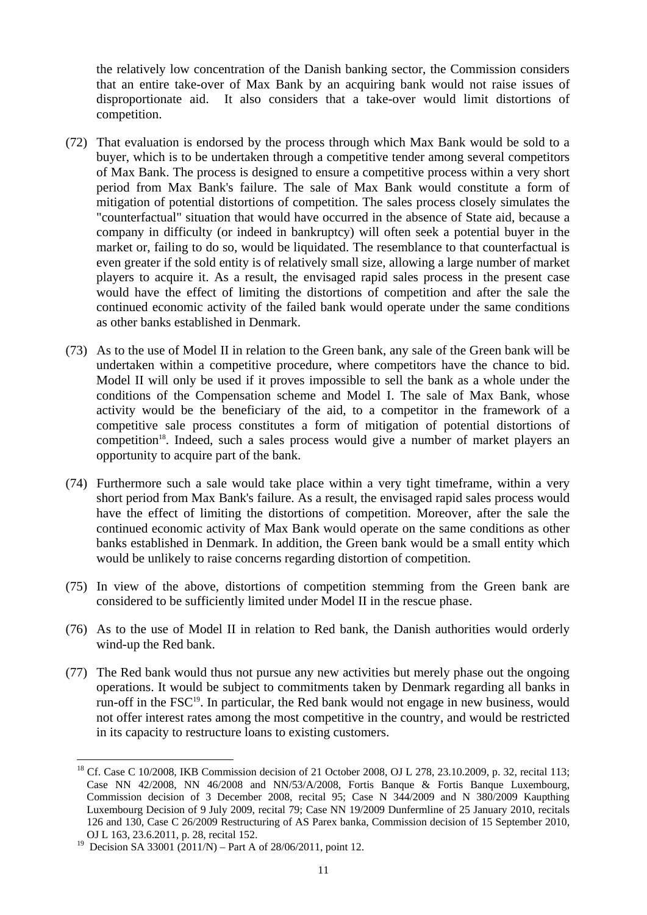the relatively low concentration of the Danish banking sector, the Commission considers that an entire take-over of Max Bank by an acquiring bank would not raise issues of disproportionate aid. It also considers that a take-over would limit distortions of competition.

(72) That evaluation is endorsed by the process through which Max Bank would be sold to a buyer, which is to be undertaken through a competitive tender among several competitors of Max Bank. The process is designed to ensure a competitive process within a very short period from Max Bank's failure. The sale of Max Bank would constitute a form of mitigation of potential distortions of competition. The sales process closely simulates the "counterfactual" situation that would have occurred in the absence of State aid, because a company in difficulty (or indeed in bankruptcy) will often seek a potential buyer in the market or, failing to do so, would be liquidated. The resemblance to that counterfactual is even greater if the sold entity is of relatively small size, allowing a large number of market players to acquire it. As a result, the envisaged rapid sales process in the present case would have the effect of limiting the distortions of competition and after the sale the continued economic activity of the failed bank would operate under the same conditions as other banks established in Denmark.

(73) As to the use of Model II in relation to the Green bank, any sale of the Green bank will be undertaken within a competitive procedure, where competitors have the chance to bid. Model II will only be used if it proves impossible to sell the bank as a whole under the conditions of the Compensation scheme and Model I. The sale of Max Bank, whose activity would be the beneficiary of the aid, to a competitor in the framework of a competitive sale process constitutes a form of mitigation of potential distortions of competition[18]. Indeed, such a sales process would give a number of market players an opportunity to acquire part of the bank.

(74) Furthermore such a sale would take place within a very tight timeframe, within a very short period from Max Bank's failure. As a result, the envisaged rapid sales process would have the effect of limiting the distortions of competition. Moreover, after the sale the continued economic activity of Max Bank would operate on the same conditions as other banks established in Denmark. In addition, the Green bank would be a small entity which would be unlikely to raise concerns regarding distortion of competition.

(75) In view of the above, distortions of competition stemming from the Green bank are considered to be sufficiently limited under Model II in the rescue phase.

(76) As to the use of Model II in relation to Red bank, the Danish authorities would orderly wind-up the Red bank.

(77) The Red bank would thus not pursue any new activities but merely phase out the ongoing operations. It would be subject to commitments taken by Denmark regarding all banks in run-off in the FSC[19]. In particular, the Red bank would not engage in new business, would not offer interest rates among the most competitive in the country, and would be restricted in its capacity to restructure loans to existing customers.

[18] Cf. Case C 10/2008, IKB Commission decision of 21 October 2008, OJ L 278, 23.10.2009, p. 32, recital 113; Case NN 42/2008, NN 46/2008 and NN/53/A/2008, Fortis Banque & Fortis Banque Luxembourg, Commission decision of 3 December 2008, recital 95; Case N 344/2009 and N 380/2009 Kaupthing Luxembourg Decision of 9 July 2009, recital 79; Case NN 19/2009 Dunfermline of 25 January 2010, recitals 126 and 130, Case C 26/2009 Restructuring of AS Parex banka, Commission decision of 15 September 2010, OJ L 163, 23.6.2011, p. 28, recital 152.

[19] Decision SA 33001 (2011/N) – Part A of 28/06/2011, point 12.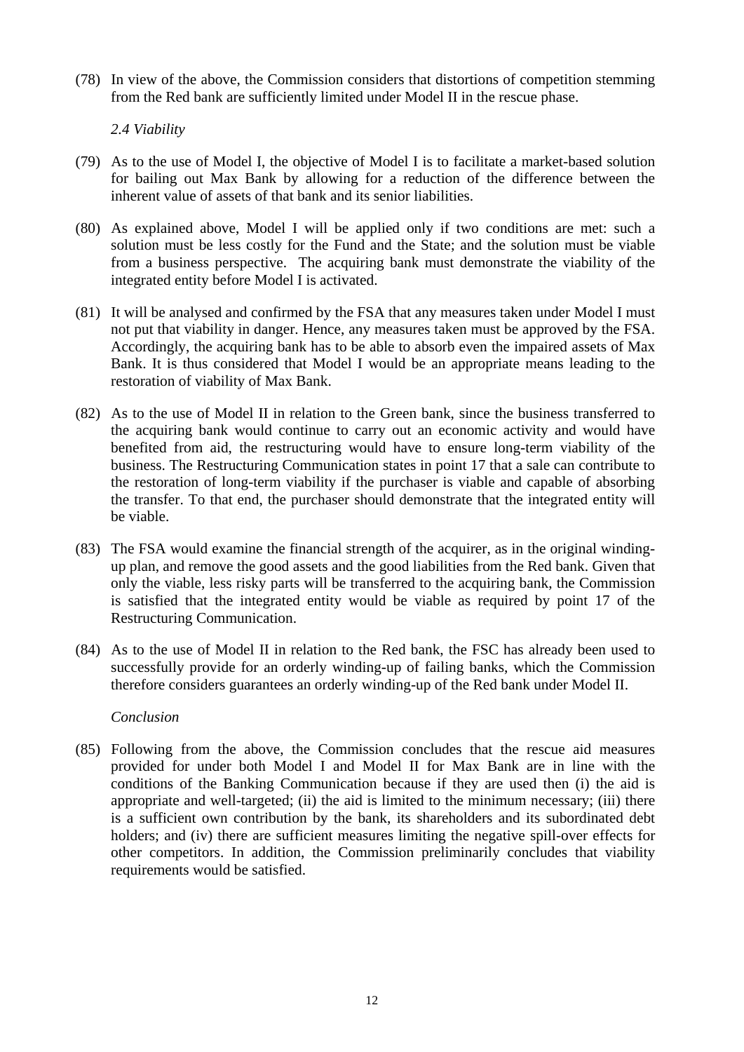(78) In view of the above, the Commission considers that distortions of competition stemming from the Red bank are sufficiently limited under Model II in the rescue phase.

*2.4 Viability*

(79) As to the use of Model I, the objective of Model I is to facilitate a market-based solution for bailing out Max Bank by allowing for a reduction of the difference between the inherent value of assets of that bank and its senior liabilities.

(80) As explained above, Model I will be applied only if two conditions are met: such a solution must be less costly for the Fund and the State; and the solution must be viable from a business perspective. The acquiring bank must demonstrate the viability of the integrated entity before Model I is activated.

(81) It will be analysed and confirmed by the FSA that any measures taken under Model I must not put that viability in danger. Hence, any measures taken must be approved by the FSA. Accordingly, the acquiring bank has to be able to absorb even the impaired assets of Max Bank. It is thus considered that Model I would be an appropriate means leading to the restoration of viability of Max Bank.

(82) As to the use of Model II in relation to the Green bank, since the business transferred to the acquiring bank would continue to carry out an economic activity and would have benefited from aid, the restructuring would have to ensure long-term viability of the business. The Restructuring Communication states in point 17 that a sale can contribute to the restoration of long-term viability if the purchaser is viable and capable of absorbing the transfer. To that end, the purchaser should demonstrate that the integrated entity will be viable.

(83) The FSA would examine the financial strength of the acquirer, as in the original winding-up plan, and remove the good assets and the good liabilities from the Red bank. Given that only the viable, less risky parts will be transferred to the acquiring bank, the Commission is satisfied that the integrated entity would be viable as required by point 17 of the Restructuring Communication.

(84) As to the use of Model II in relation to the Red bank, the FSC has already been used to successfully provide for an orderly winding-up of failing banks, which the Commission therefore considers guarantees an orderly winding-up of the Red bank under Model II.

*Conclusion*

(85) Following from the above, the Commission concludes that the rescue aid measures provided for under both Model I and Model II for Max Bank are in line with the conditions of the Banking Communication because if they are used then (i) the aid is appropriate and well-targeted; (ii) the aid is limited to the minimum necessary; (iii) there is a sufficient own contribution by the bank, its shareholders and its subordinated debt holders; and (iv) there are sufficient measures limiting the negative spill-over effects for other competitors. In addition, the Commission preliminarily concludes that viability requirements would be satisfied.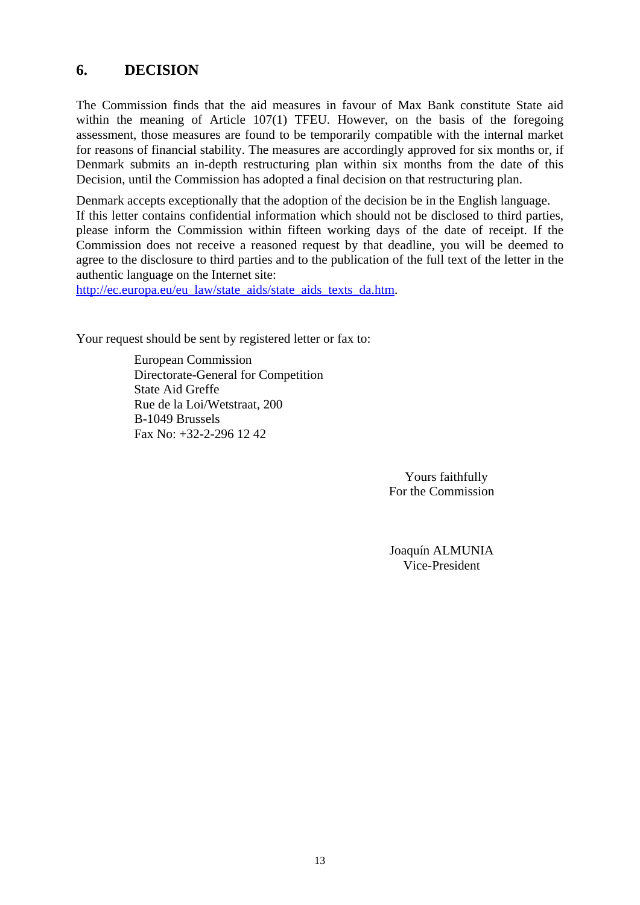## 6. DECISION

The Commission finds that the aid measures in favour of Max Bank constitute State aid within the meaning of Article 107(1) TFEU. However, on the basis of the foregoing assessment, those measures are found to be temporarily compatible with the internal market for reasons of financial stability. The measures are accordingly approved for six months or, if Denmark submits an in-depth restructuring plan within six months from the date of this Decision, until the Commission has adopted a final decision on that restructuring plan.

Denmark accepts exceptionally that the adoption of the decision be in the English language.
If this letter contains confidential information which should not be disclosed to third parties, please inform the Commission within fifteen working days of the date of receipt. If the Commission does not receive a reasoned request by that deadline, you will be deemed to agree to the disclosure to third parties and to the publication of the full text of the letter in the authentic language on the Internet site:
http://ec.europa.eu/eu_law/state_aids/state_aids_texts_da.htm.

Your request should be sent by registered letter or fax to:

European Commission
Directorate-General for Competition
State Aid Greffe
Rue de la Loi/Wetstraat, 200
B-1049 Brussels
Fax No: +32-2-296 12 42

Yours faithfully
For the Commission

Joaquín ALMUNIA
Vice-President